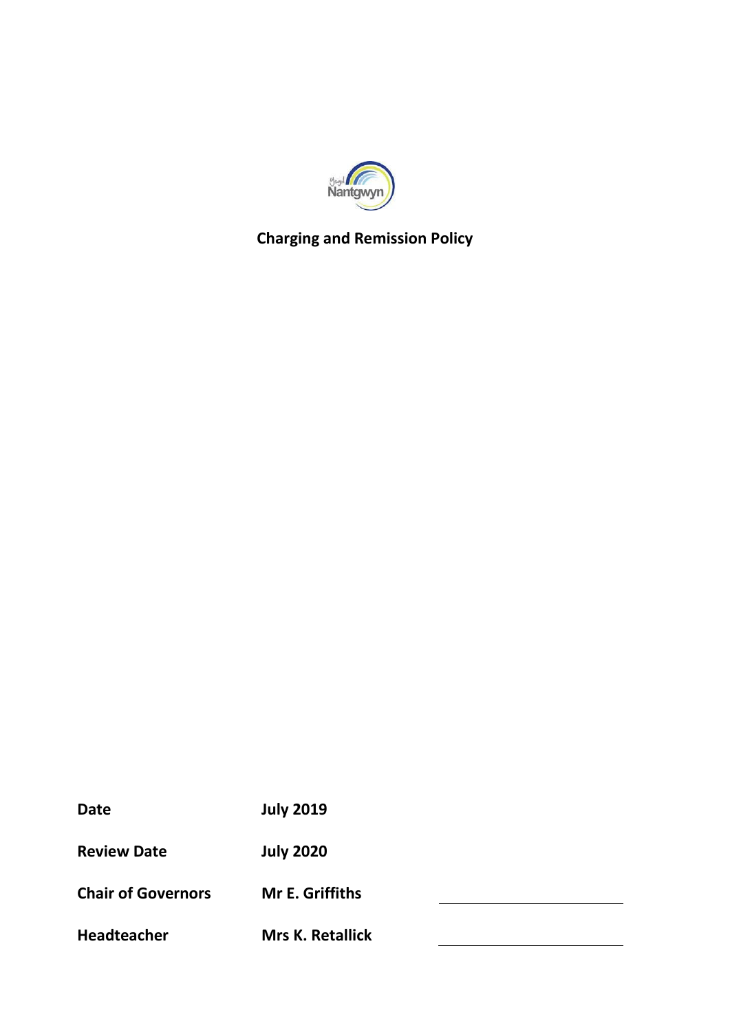# Charging and Remission Policy

| | | |
|---|---|---|
| **Date** | **July 2019** | |
| **Review Date** | **July 2020** | |
| **Chair of Governors** | **Mr E. Griffiths** | |
| **Headteacher** | **Mrs K. Retallick** | |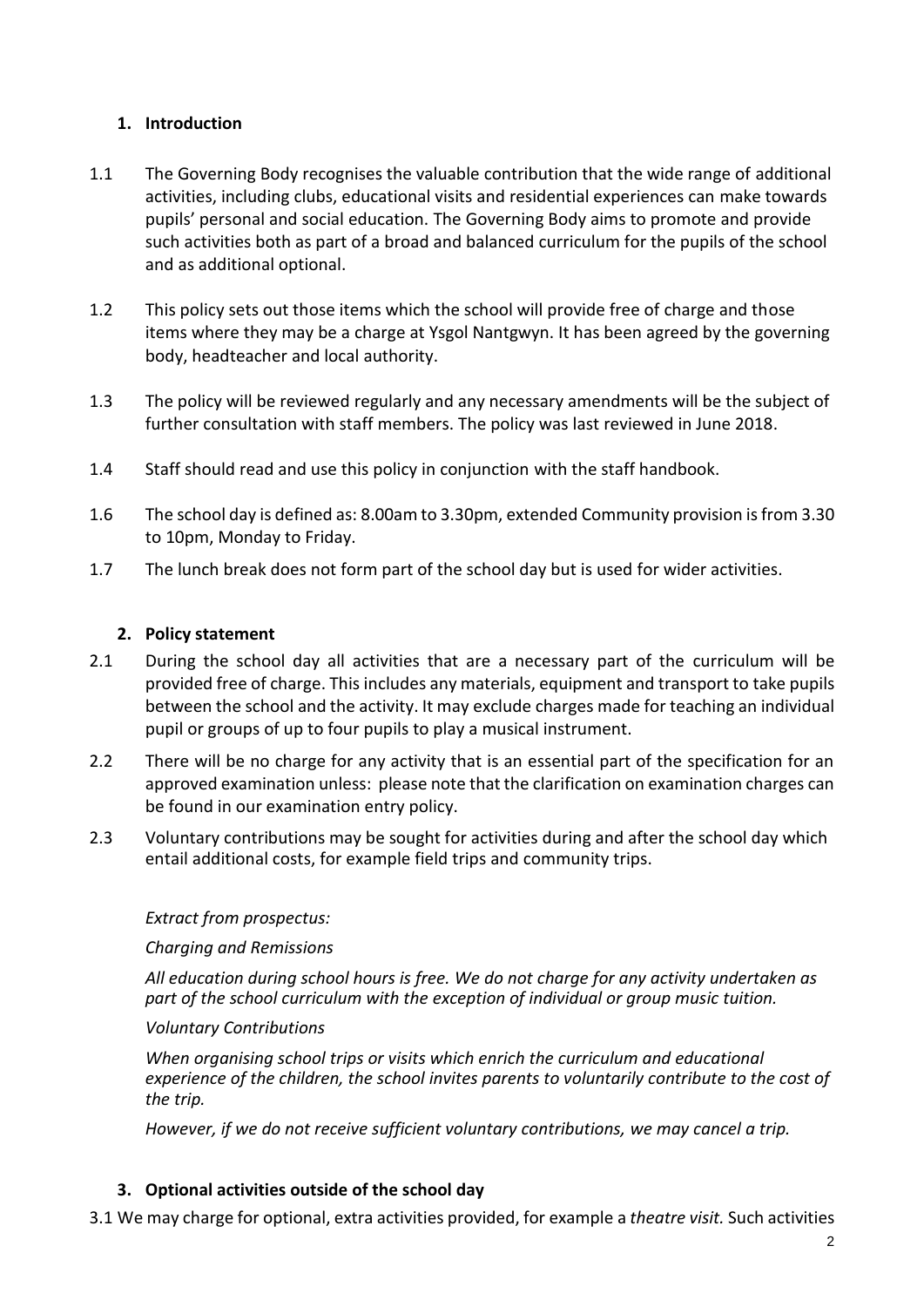## 1. Introduction

1.1 The Governing Body recognises the valuable contribution that the wide range of additional activities, including clubs, educational visits and residential experiences can make towards pupils' personal and social education. The Governing Body aims to promote and provide such activities both as part of a broad and balanced curriculum for the pupils of the school and as additional optional.

1.2 This policy sets out those items which the school will provide free of charge and those items where they may be a charge at Ysgol Nantgwyn. It has been agreed by the governing body, headteacher and local authority.

1.3 The policy will be reviewed regularly and any necessary amendments will be the subject of further consultation with staff members. The policy was last reviewed in June 2018.

1.4 Staff should read and use this policy in conjunction with the staff handbook.

1.6 The school day is defined as: 8.00am to 3.30pm, extended Community provision is from 3.30 to 10pm, Monday to Friday.

1.7 The lunch break does not form part of the school day but is used for wider activities.

## 2. Policy statement

2.1 During the school day all activities that are a necessary part of the curriculum will be provided free of charge. This includes any materials, equipment and transport to take pupils between the school and the activity. It may exclude charges made for teaching an individual pupil or groups of up to four pupils to play a musical instrument.

2.2 There will be no charge for any activity that is an essential part of the specification for an approved examination unless: please note that the clarification on examination charges can be found in our examination entry policy.

2.3 Voluntary contributions may be sought for activities during and after the school day which entail additional costs, for example field trips and community trips.

*Extract from prospectus:*

*Charging and Remissions*

*All education during school hours is free. We do not charge for any activity undertaken as part of the school curriculum with the exception of individual or group music tuition.*

*Voluntary Contributions*

*When organising school trips or visits which enrich the curriculum and educational experience of the children, the school invites parents to voluntarily contribute to the cost of the trip.*

*However, if we do not receive sufficient voluntary contributions, we may cancel a trip.*

## 3. Optional activities outside of the school day

3.1 We may charge for optional, extra activities provided, for example a *theatre visit.* Such activities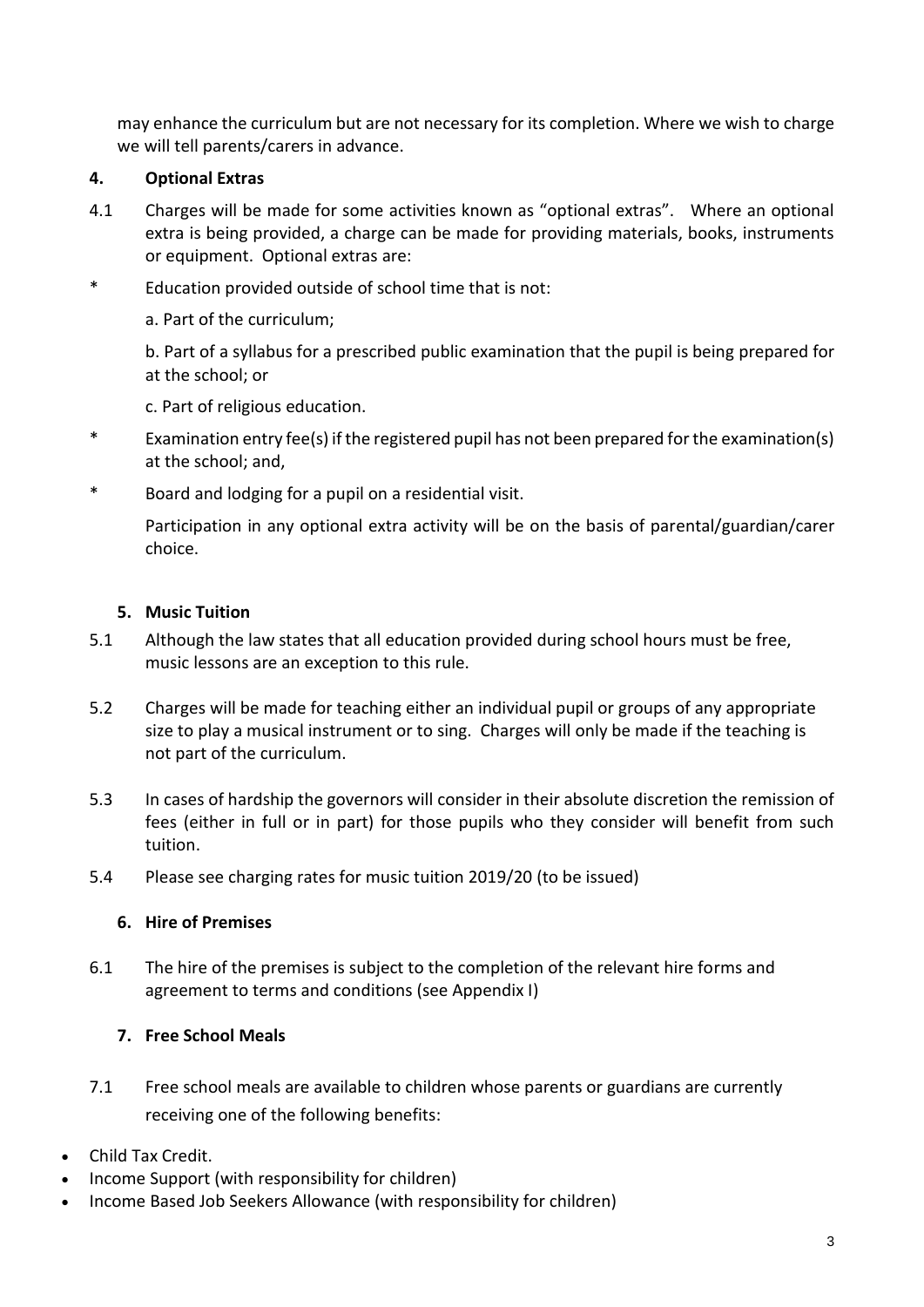may enhance the curriculum but are not necessary for its completion. Where we wish to charge we will tell parents/carers in advance.

## 4. Optional Extras

4.1 Charges will be made for some activities known as "optional extras". Where an optional extra is being provided, a charge can be made for providing materials, books, instruments or equipment. Optional extras are:

* Education provided outside of school time that is not:

  a. Part of the curriculum;

  b. Part of a syllabus for a prescribed public examination that the pupil is being prepared for at the school; or

  c. Part of religious education.

* Examination entry fee(s) if the registered pupil has not been prepared for the examination(s) at the school; and,

* Board and lodging for a pupil on a residential visit.

  Participation in any optional extra activity will be on the basis of parental/guardian/carer choice.

## 5. Music Tuition

5.1 Although the law states that all education provided during school hours must be free, music lessons are an exception to this rule.

5.2 Charges will be made for teaching either an individual pupil or groups of any appropriate size to play a musical instrument or to sing. Charges will only be made if the teaching is not part of the curriculum.

5.3 In cases of hardship the governors will consider in their absolute discretion the remission of fees (either in full or in part) for those pupils who they consider will benefit from such tuition.

5.4 Please see charging rates for music tuition 2019/20 (to be issued)

## 6. Hire of Premises

6.1 The hire of the premises is subject to the completion of the relevant hire forms and agreement to terms and conditions (see Appendix I)

## 7. Free School Meals

7.1 Free school meals are available to children whose parents or guardians are currently receiving one of the following benefits:

- Child Tax Credit.
- Income Support (with responsibility for children)
- Income Based Job Seekers Allowance (with responsibility for children)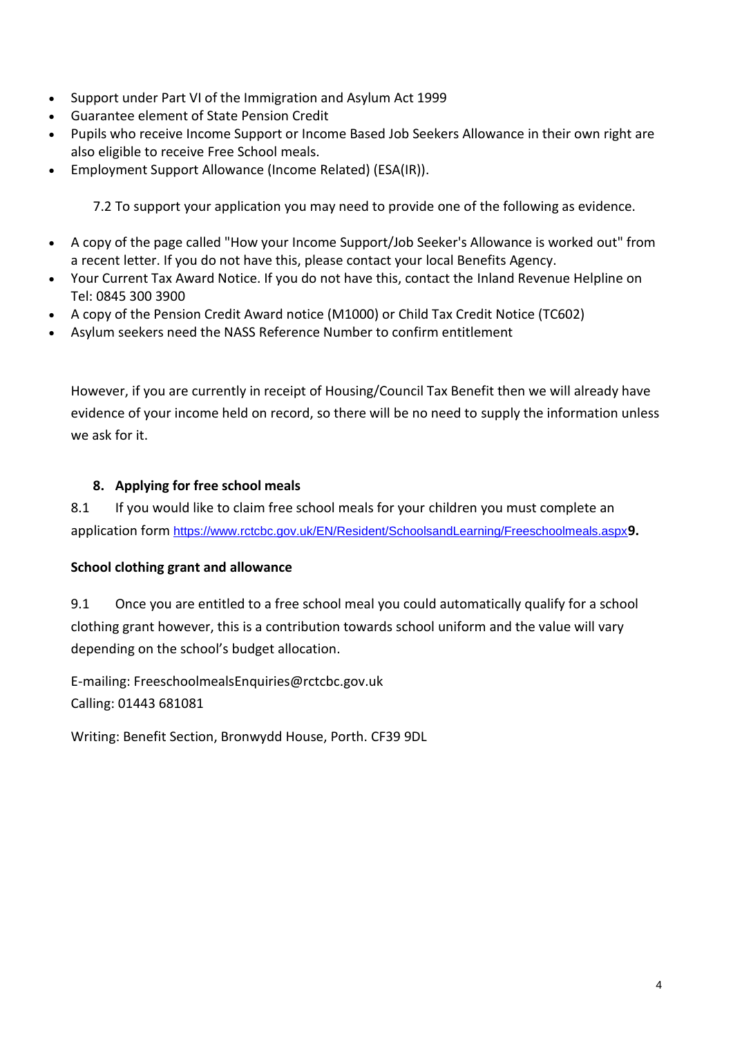- Support under Part VI of the Immigration and Asylum Act 1999
- Guarantee element of State Pension Credit
- Pupils who receive Income Support or Income Based Job Seekers Allowance in their own right are also eligible to receive Free School meals.
- Employment Support Allowance (Income Related) (ESA(IR)).

7.2 To support your application you may need to provide one of the following as evidence.

- A copy of the page called "How your Income Support/Job Seeker's Allowance is worked out" from a recent letter. If you do not have this, please contact your local Benefits Agency.
- Your Current Tax Award Notice. If you do not have this, contact the Inland Revenue Helpline on Tel: 0845 300 3900
- A copy of the Pension Credit Award notice (M1000) or Child Tax Credit Notice (TC602)
- Asylum seekers need the NASS Reference Number to confirm entitlement

However, if you are currently in receipt of Housing/Council Tax Benefit then we will already have evidence of your income held on record, so there will be no need to supply the information unless we ask for it.

## 8. Applying for free school meals

8.1 If you would like to claim free school meals for your children you must complete an application form https://www.rctcbc.gov.uk/EN/Resident/SchoolsandLearning/Freeschoolmeals.aspx**9.**

**School clothing grant and allowance**

9.1 Once you are entitled to a free school meal you could automatically qualify for a school clothing grant however, this is a contribution towards school uniform and the value will vary depending on the school's budget allocation.

E-mailing: FreeschoolmealsEnquiries@rctcbc.gov.uk
Calling: 01443 681081

Writing: Benefit Section, Bronwydd House, Porth. CF39 9DL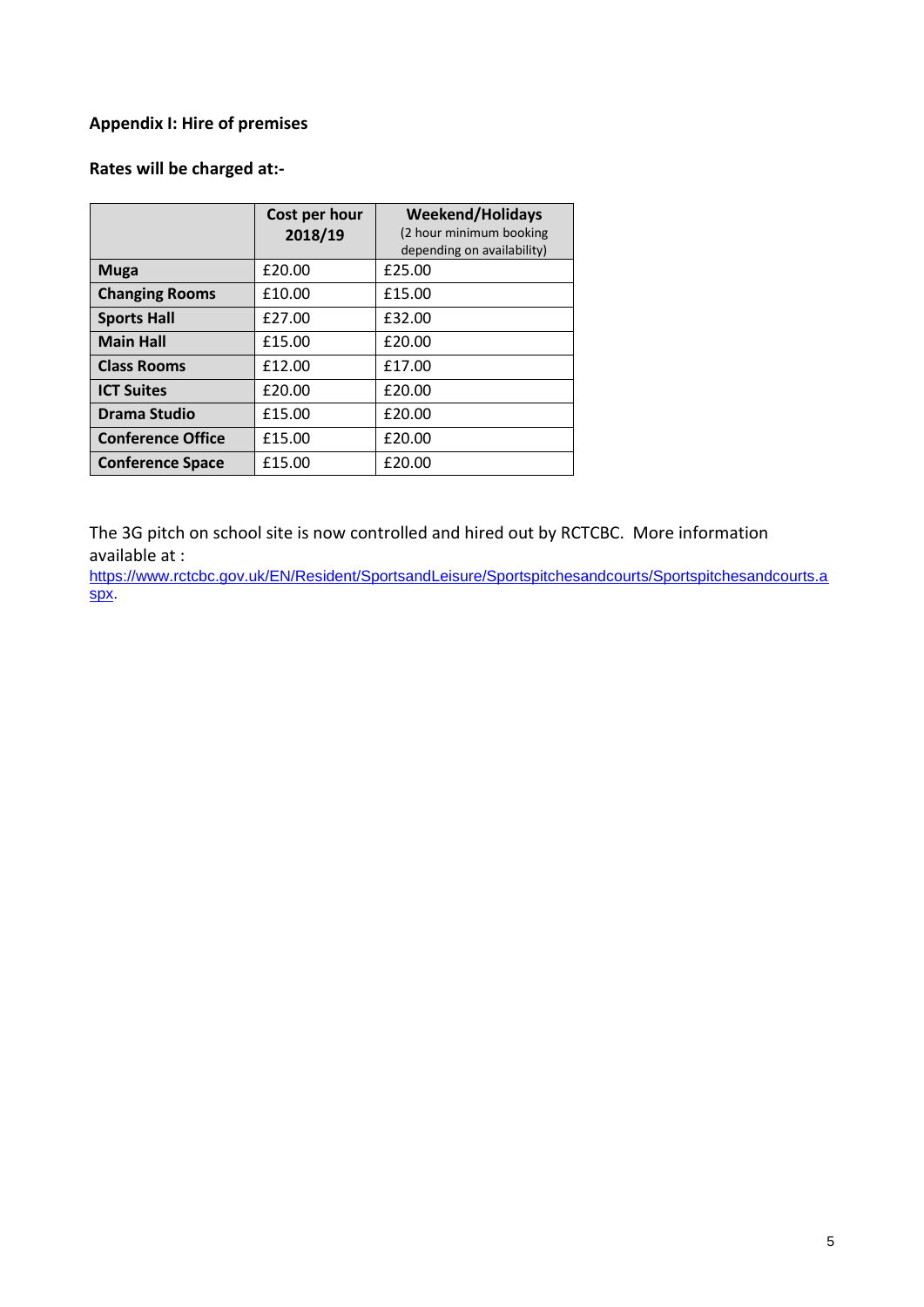**Appendix I: Hire of premises**

**Rates will be charged at:-**

| | Cost per hour 2018/19 | Weekend/Holidays (2 hour minimum booking depending on availability) |
|---|---|---|
| **Muga** | £20.00 | £25.00 |
| **Changing Rooms** | £10.00 | £15.00 |
| **Sports Hall** | £27.00 | £32.00 |
| **Main Hall** | £15.00 | £20.00 |
| **Class Rooms** | £12.00 | £17.00 |
| **ICT Suites** | £20.00 | £20.00 |
| **Drama Studio** | £15.00 | £20.00 |
| **Conference Office** | £15.00 | £20.00 |
| **Conference Space** | £15.00 | £20.00 |

The 3G pitch on school site is now controlled and hired out by RCTCBC. More information available at : https://www.rctcbc.gov.uk/EN/Resident/SportsandLeisure/Sportspitchesandcourts/Sportspitchesandcourts.aspx.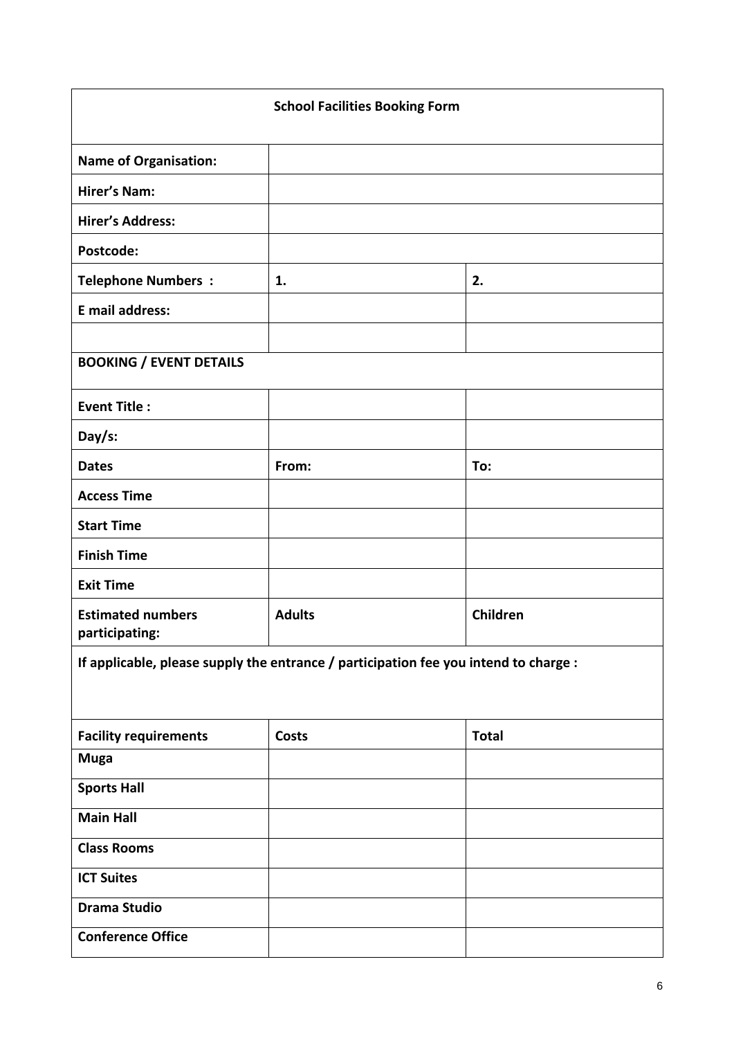| School Facilities Booking Form | | |
|---|---|---|
| **Name of Organisation:** | | |
| **Hirer's Nam:** | | |
| **Hirer's Address:** | | |
| **Postcode:** | | |
| **Telephone Numbers :** | **1.** | **2.** |
| **E mail address:** | | |
| | | |
| **BOOKING / EVENT DETAILS** | | |
| **Event Title :** | | |
| **Day/s:** | | |
| **Dates** | **From:** | **To:** |
| **Access Time** | | |
| **Start Time** | | |
| **Finish Time** | | |
| **Exit Time** | | |
| **Estimated numbers participating:** | **Adults** | **Children** |
| **If applicable, please supply the entrance / participation fee you intend to charge :** | | |
| **Facility requirements** | **Costs** | **Total** |
| **Muga** | | |
| **Sports Hall** | | |
| **Main Hall** | | |
| **Class Rooms** | | |
| **ICT Suites** | | |
| **Drama Studio** | | |
| **Conference Office** | | |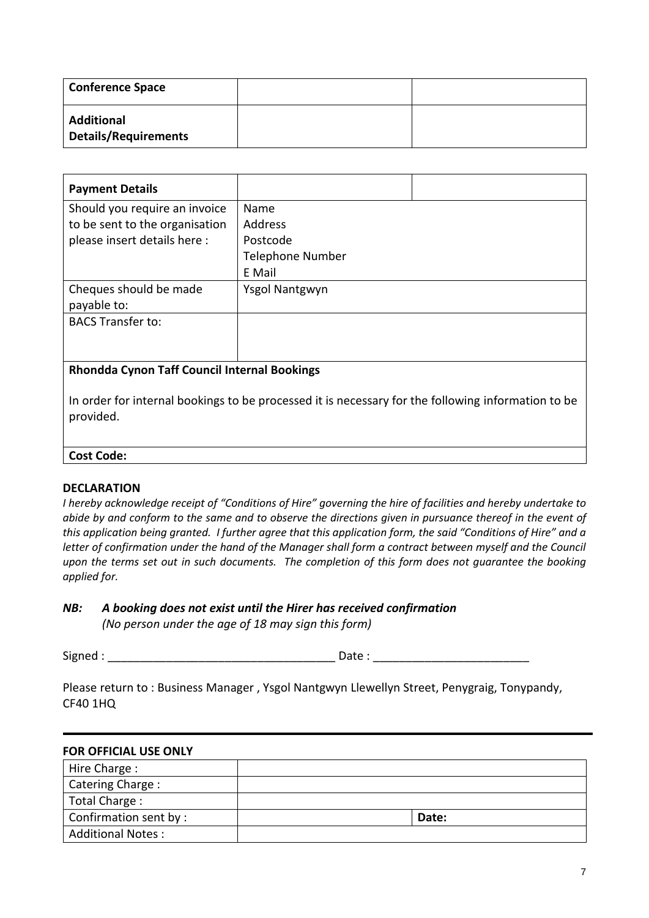| Conference Space | | |
|---|---|---|
| **Additional Details/Requirements** | | |

| Payment Details | | |
|---|---|---|
| Should you require an invoice to be sent to the organisation please insert details here : | Name<br>Address<br>Postcode<br>Telephone Number<br>E Mail | |
| Cheques should be made payable to: | Ysgol Nantgwyn | |
| BACS Transfer to: | | |

**Rhondda Cynon Taff Council Internal Bookings**

In order for internal bookings to be processed it is necessary for the following information to be provided.

**Cost Code:**

**DECLARATION**

*I hereby acknowledge receipt of "Conditions of Hire" governing the hire of facilities and hereby undertake to abide by and conform to the same and to observe the directions given in pursuance thereof in the event of this application being granted. I further agree that this application form, the said "Conditions of Hire" and a letter of confirmation under the hand of the Manager shall form a contract between myself and the Council upon the terms set out in such documents. The completion of this form does not guarantee the booking applied for.*

***NB: A booking does not exist until the Hirer has received confirmation***
*(No person under the age of 18 may sign this form)*

Signed : ___________________________________ Date : ________________________

Please return to : Business Manager , Ysgol Nantgwyn Llewellyn Street, Penygraig, Tonypandy, CF40 1HQ

**FOR OFFICIAL USE ONLY**

| Hire Charge : | | |
|---|---|---|
| Catering Charge : | | |
| Total Charge : | | |
| Confirmation sent by : | | **Date:** |
| Additional Notes : | | |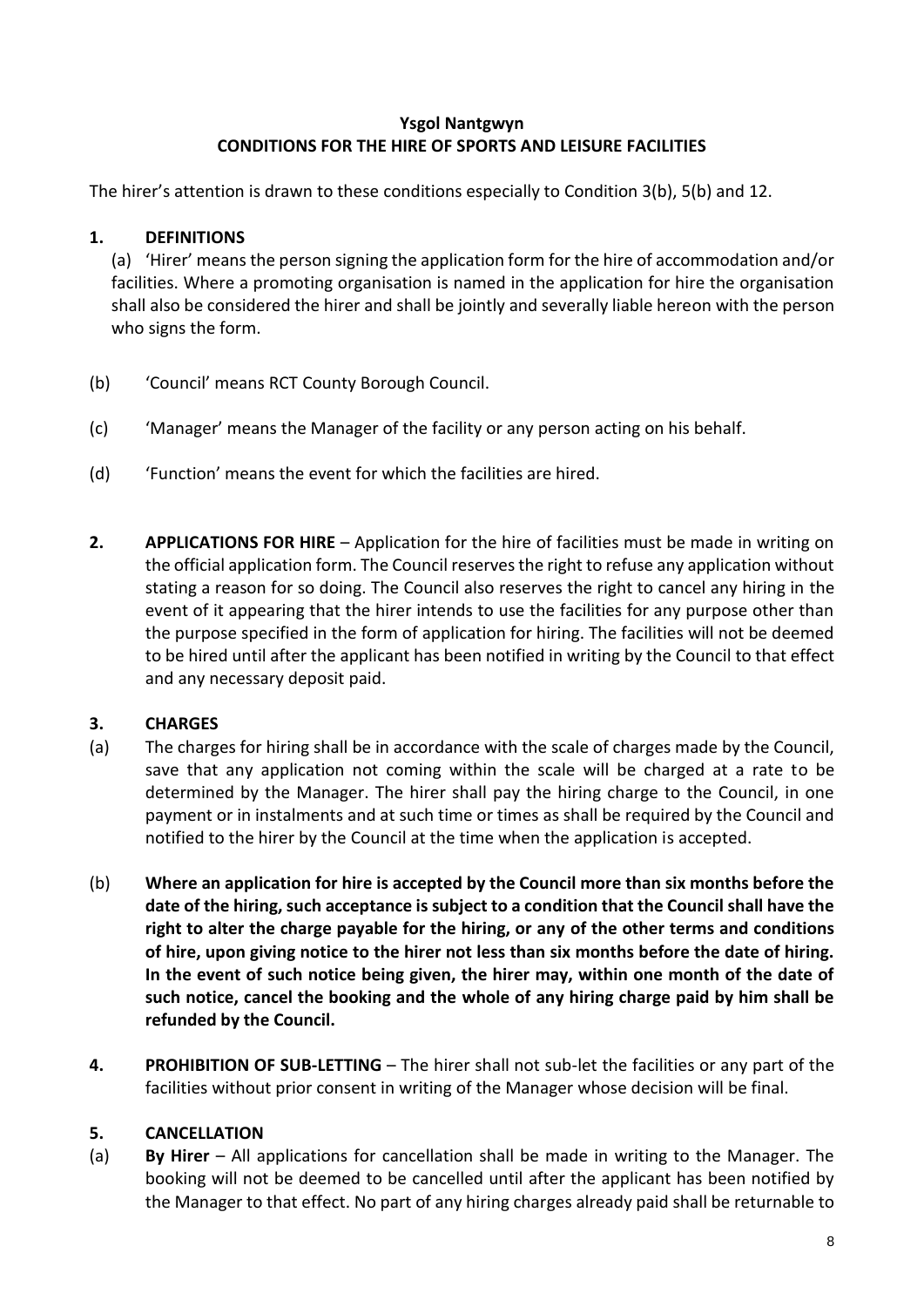**Ysgol Nantgwyn**
**CONDITIONS FOR THE HIRE OF SPORTS AND LEISURE FACILITIES**

The hirer's attention is drawn to these conditions especially to Condition 3(b), 5(b) and 12.

**1. DEFINITIONS**

(a) 'Hirer' means the person signing the application form for the hire of accommodation and/or facilities. Where a promoting organisation is named in the application for hire the organisation shall also be considered the hirer and shall be jointly and severally liable hereon with the person who signs the form.

(b) 'Council' means RCT County Borough Council.

(c) 'Manager' means the Manager of the facility or any person acting on his behalf.

(d) 'Function' means the event for which the facilities are hired.

**2. APPLICATIONS FOR HIRE** – Application for the hire of facilities must be made in writing on the official application form. The Council reserves the right to refuse any application without stating a reason for so doing. The Council also reserves the right to cancel any hiring in the event of it appearing that the hirer intends to use the facilities for any purpose other than the purpose specified in the form of application for hiring. The facilities will not be deemed to be hired until after the applicant has been notified in writing by the Council to that effect and any necessary deposit paid.

**3. CHARGES**

(a) The charges for hiring shall be in accordance with the scale of charges made by the Council, save that any application not coming within the scale will be charged at a rate to be determined by the Manager. The hirer shall pay the hiring charge to the Council, in one payment or in instalments and at such time or times as shall be required by the Council and notified to the hirer by the Council at the time when the application is accepted.

(b) **Where an application for hire is accepted by the Council more than six months before the date of the hiring, such acceptance is subject to a condition that the Council shall have the right to alter the charge payable for the hiring, or any of the other terms and conditions of hire, upon giving notice to the hirer not less than six months before the date of hiring. In the event of such notice being given, the hirer may, within one month of the date of such notice, cancel the booking and the whole of any hiring charge paid by him shall be refunded by the Council.**

**4. PROHIBITION OF SUB-LETTING** – The hirer shall not sub-let the facilities or any part of the facilities without prior consent in writing of the Manager whose decision will be final.

**5. CANCELLATION**

(a) **By Hirer** – All applications for cancellation shall be made in writing to the Manager. The booking will not be deemed to be cancelled until after the applicant has been notified by the Manager to that effect. No part of any hiring charges already paid shall be returnable to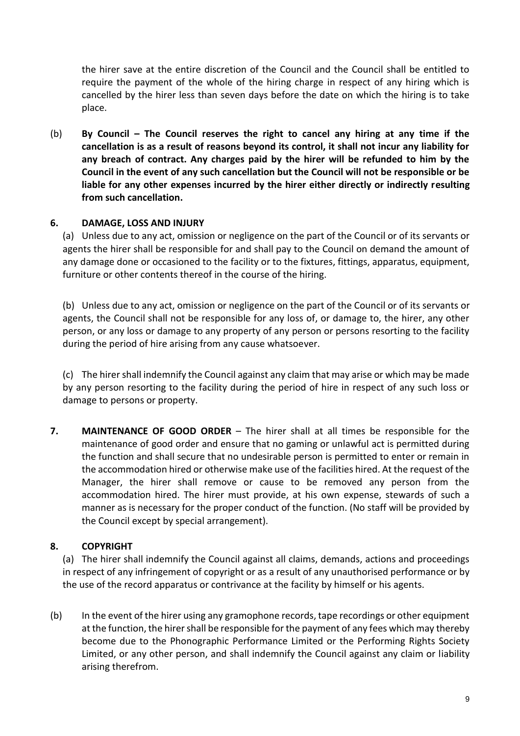the hirer save at the entire discretion of the Council and the Council shall be entitled to require the payment of the whole of the hiring charge in respect of any hiring which is cancelled by the hirer less than seven days before the date on which the hiring is to take place.

(b) **By Council – The Council reserves the right to cancel any hiring at any time if the cancellation is as a result of reasons beyond its control, it shall not incur any liability for any breach of contract. Any charges paid by the hirer will be refunded to him by the Council in the event of any such cancellation but the Council will not be responsible or be liable for any other expenses incurred by the hirer either directly or indirectly resulting from such cancellation.**

**6. DAMAGE, LOSS AND INJURY**

(a) Unless due to any act, omission or negligence on the part of the Council or of its servants or agents the hirer shall be responsible for and shall pay to the Council on demand the amount of any damage done or occasioned to the facility or to the fixtures, fittings, apparatus, equipment, furniture or other contents thereof in the course of the hiring.

(b) Unless due to any act, omission or negligence on the part of the Council or of its servants or agents, the Council shall not be responsible for any loss of, or damage to, the hirer, any other person, or any loss or damage to any property of any person or persons resorting to the facility during the period of hire arising from any cause whatsoever.

(c) The hirer shall indemnify the Council against any claim that may arise or which may be made by any person resorting to the facility during the period of hire in respect of any such loss or damage to persons or property.

**7. MAINTENANCE OF GOOD ORDER** – The hirer shall at all times be responsible for the maintenance of good order and ensure that no gaming or unlawful act is permitted during the function and shall secure that no undesirable person is permitted to enter or remain in the accommodation hired or otherwise make use of the facilities hired. At the request of the Manager, the hirer shall remove or cause to be removed any person from the accommodation hired. The hirer must provide, at his own expense, stewards of such a manner as is necessary for the proper conduct of the function. (No staff will be provided by the Council except by special arrangement).

**8. COPYRIGHT**

(a) The hirer shall indemnify the Council against all claims, demands, actions and proceedings in respect of any infringement of copyright or as a result of any unauthorised performance or by the use of the record apparatus or contrivance at the facility by himself or his agents.

(b) In the event of the hirer using any gramophone records, tape recordings or other equipment at the function, the hirer shall be responsible for the payment of any fees which may thereby become due to the Phonographic Performance Limited or the Performing Rights Society Limited, or any other person, and shall indemnify the Council against any claim or liability arising therefrom.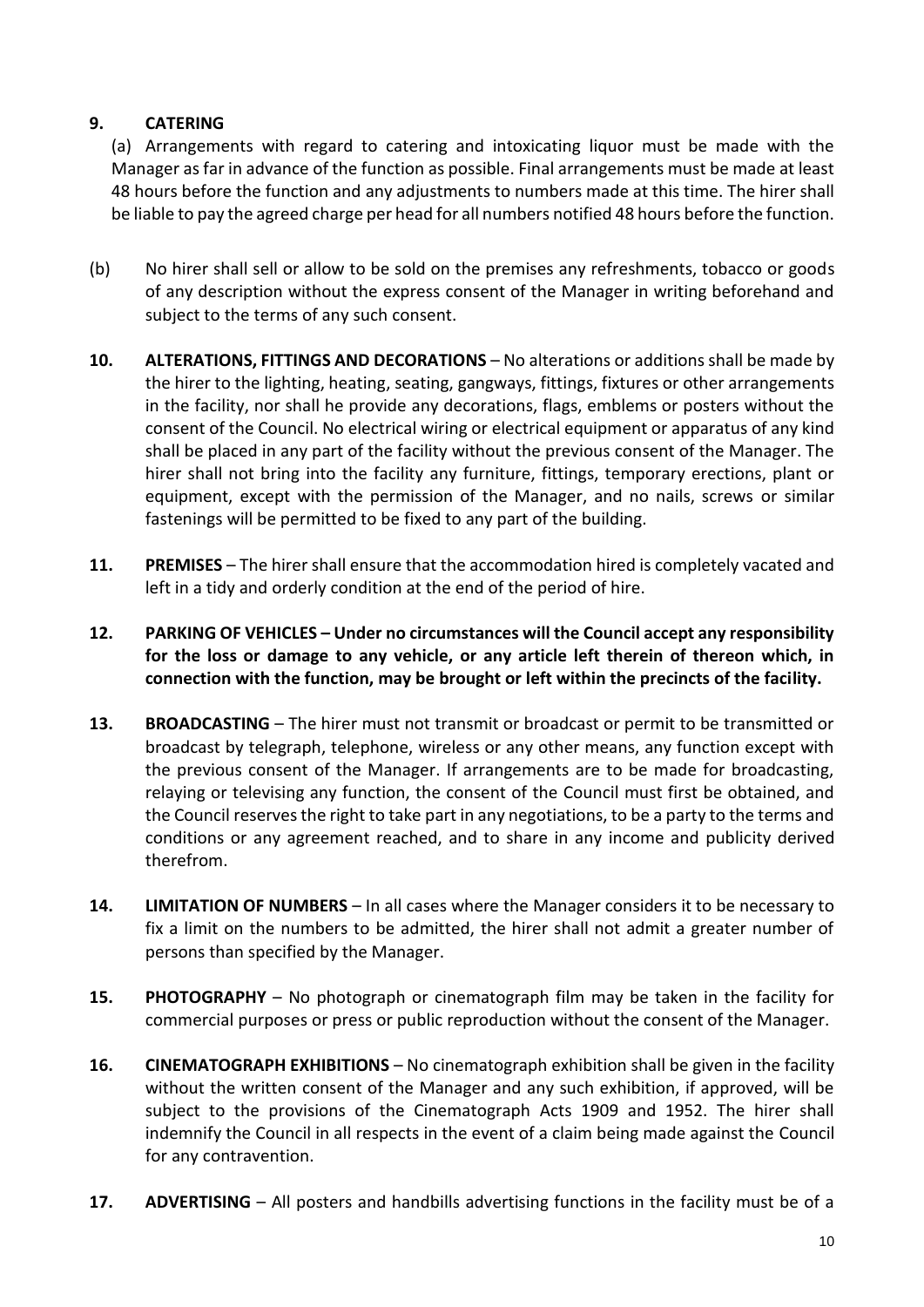**9. CATERING**

(a) Arrangements with regard to catering and intoxicating liquor must be made with the Manager as far in advance of the function as possible. Final arrangements must be made at least 48 hours before the function and any adjustments to numbers made at this time. The hirer shall be liable to pay the agreed charge per head for all numbers notified 48 hours before the function.

(b) No hirer shall sell or allow to be sold on the premises any refreshments, tobacco or goods of any description without the express consent of the Manager in writing beforehand and subject to the terms of any such consent.

**10. ALTERATIONS, FITTINGS AND DECORATIONS** – No alterations or additions shall be made by the hirer to the lighting, heating, seating, gangways, fittings, fixtures or other arrangements in the facility, nor shall he provide any decorations, flags, emblems or posters without the consent of the Council. No electrical wiring or electrical equipment or apparatus of any kind shall be placed in any part of the facility without the previous consent of the Manager. The hirer shall not bring into the facility any furniture, fittings, temporary erections, plant or equipment, except with the permission of the Manager, and no nails, screws or similar fastenings will be permitted to be fixed to any part of the building.

**11. PREMISES** – The hirer shall ensure that the accommodation hired is completely vacated and left in a tidy and orderly condition at the end of the period of hire.

**12. PARKING OF VEHICLES – Under no circumstances will the Council accept any responsibility for the loss or damage to any vehicle, or any article left therein of thereon which, in connection with the function, may be brought or left within the precincts of the facility.**

**13. BROADCASTING** – The hirer must not transmit or broadcast or permit to be transmitted or broadcast by telegraph, telephone, wireless or any other means, any function except with the previous consent of the Manager. If arrangements are to be made for broadcasting, relaying or televising any function, the consent of the Council must first be obtained, and the Council reserves the right to take part in any negotiations, to be a party to the terms and conditions or any agreement reached, and to share in any income and publicity derived therefrom.

**14. LIMITATION OF NUMBERS** – In all cases where the Manager considers it to be necessary to fix a limit on the numbers to be admitted, the hirer shall not admit a greater number of persons than specified by the Manager.

**15. PHOTOGRAPHY** – No photograph or cinematograph film may be taken in the facility for commercial purposes or press or public reproduction without the consent of the Manager.

**16. CINEMATOGRAPH EXHIBITIONS** – No cinematograph exhibition shall be given in the facility without the written consent of the Manager and any such exhibition, if approved, will be subject to the provisions of the Cinematograph Acts 1909 and 1952. The hirer shall indemnify the Council in all respects in the event of a claim being made against the Council for any contravention.

**17. ADVERTISING** – All posters and handbills advertising functions in the facility must be of a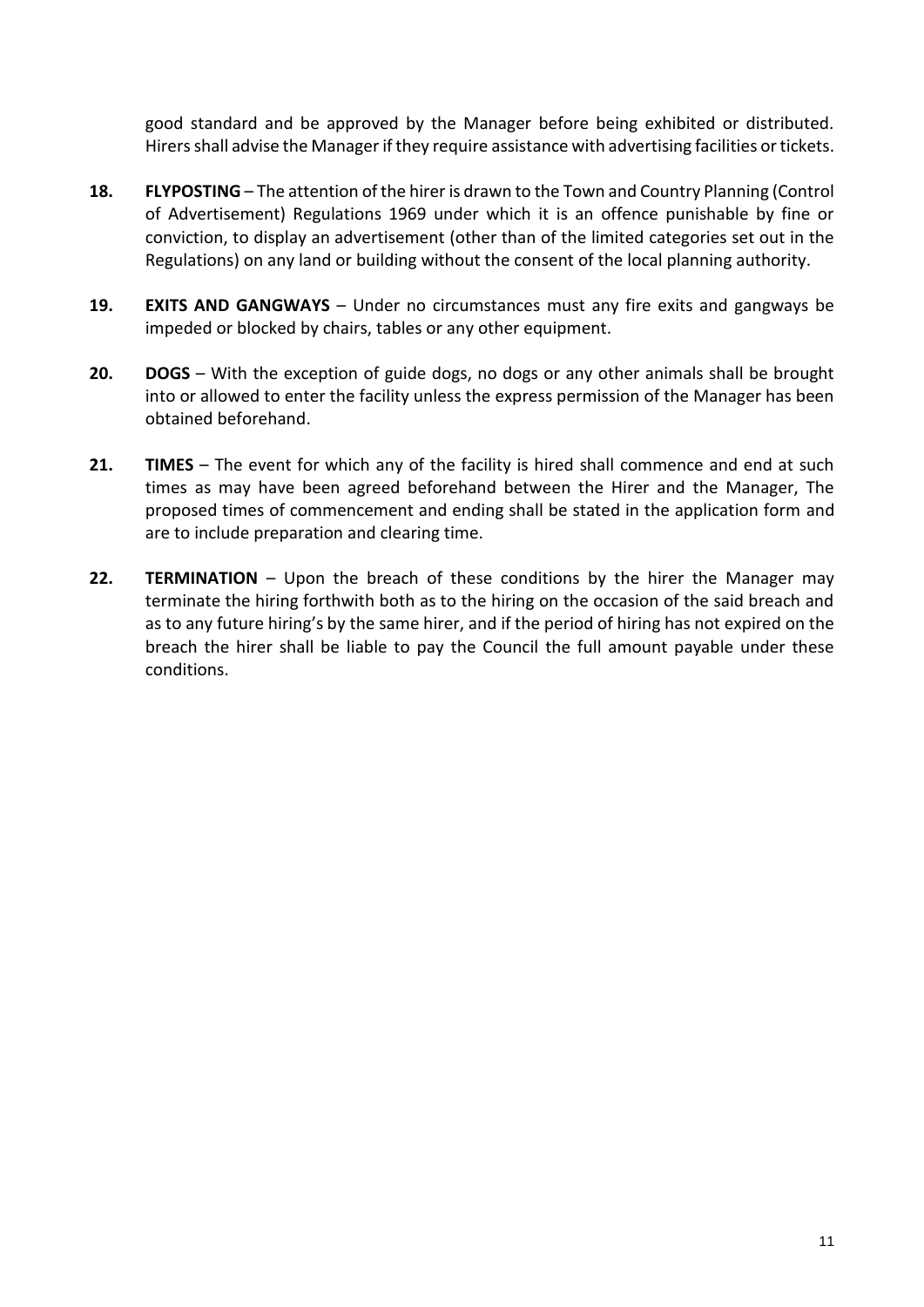good standard and be approved by the Manager before being exhibited or distributed. Hirers shall advise the Manager if they require assistance with advertising facilities or tickets.

**18.** **FLYPOSTING** – The attention of the hirer is drawn to the Town and Country Planning (Control of Advertisement) Regulations 1969 under which it is an offence punishable by fine or conviction, to display an advertisement (other than of the limited categories set out in the Regulations) on any land or building without the consent of the local planning authority.

**19.** **EXITS AND GANGWAYS** – Under no circumstances must any fire exits and gangways be impeded or blocked by chairs, tables or any other equipment.

**20.** **DOGS** – With the exception of guide dogs, no dogs or any other animals shall be brought into or allowed to enter the facility unless the express permission of the Manager has been obtained beforehand.

**21.** **TIMES** – The event for which any of the facility is hired shall commence and end at such times as may have been agreed beforehand between the Hirer and the Manager, The proposed times of commencement and ending shall be stated in the application form and are to include preparation and clearing time.

**22.** **TERMINATION** – Upon the breach of these conditions by the hirer the Manager may terminate the hiring forthwith both as to the hiring on the occasion of the said breach and as to any future hiring's by the same hirer, and if the period of hiring has not expired on the breach the hirer shall be liable to pay the Council the full amount payable under these conditions.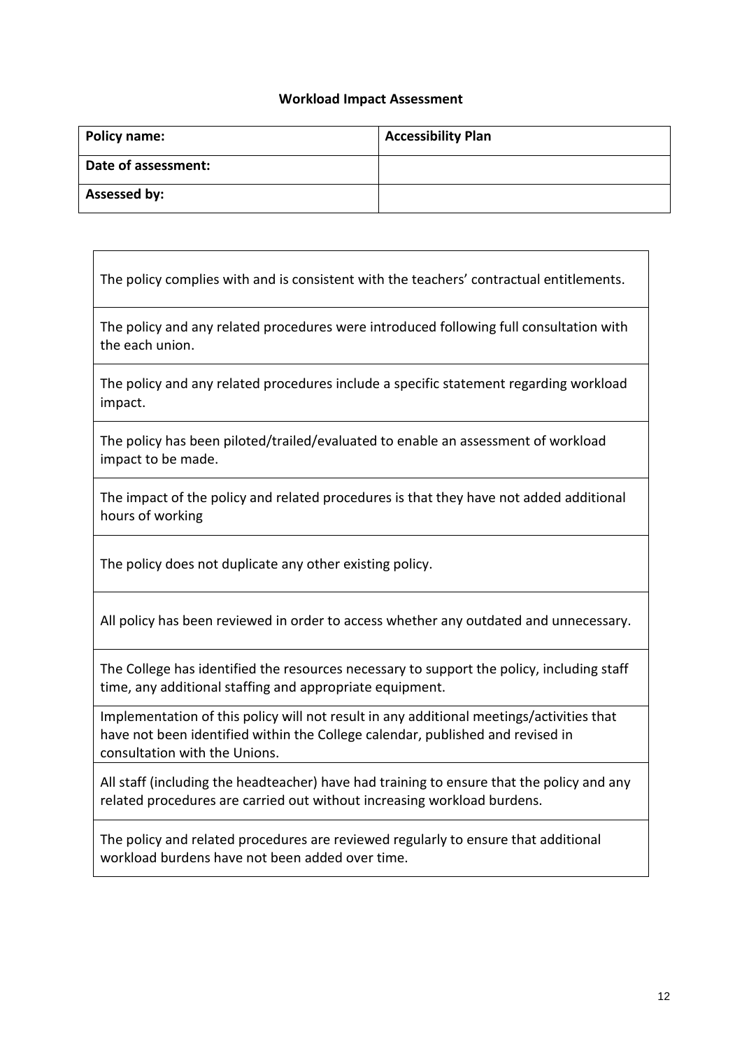## Workload Impact Assessment

| Policy name: | Accessibility Plan |
| --- | --- |
| Date of assessment: | |
| Assessed by: | |

| |
| --- |
| The policy complies with and is consistent with the teachers' contractual entitlements. |
| The policy and any related procedures were introduced following full consultation with the each union. |
| The policy and any related procedures include a specific statement regarding workload impact. |
| The policy has been piloted/trailed/evaluated to enable an assessment of workload impact to be made. |
| The impact of the policy and related procedures is that they have not added additional hours of working |
| The policy does not duplicate any other existing policy. |
| All policy has been reviewed in order to access whether any outdated and unnecessary. |
| The College has identified the resources necessary to support the policy, including staff time, any additional staffing and appropriate equipment. |
| Implementation of this policy will not result in any additional meetings/activities that have not been identified within the College calendar, published and revised in consultation with the Unions. |
| All staff (including the headteacher) have had training to ensure that the policy and any related procedures are carried out without increasing workload burdens. |
| The policy and related procedures are reviewed regularly to ensure that additional workload burdens have not been added over time. |